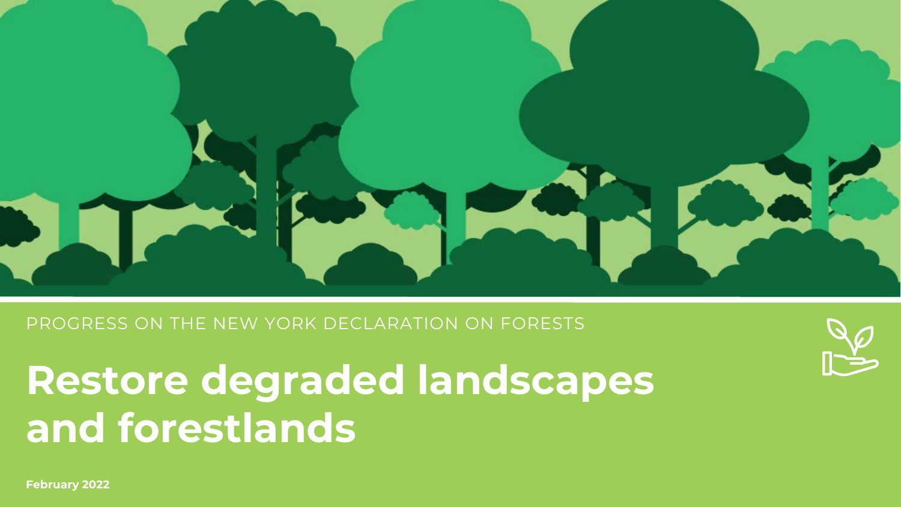PROGRESS ON THE NEW YORK DECLARATION ON FORESTS

# Restore degraded landscapes and forestlands

**February 2022**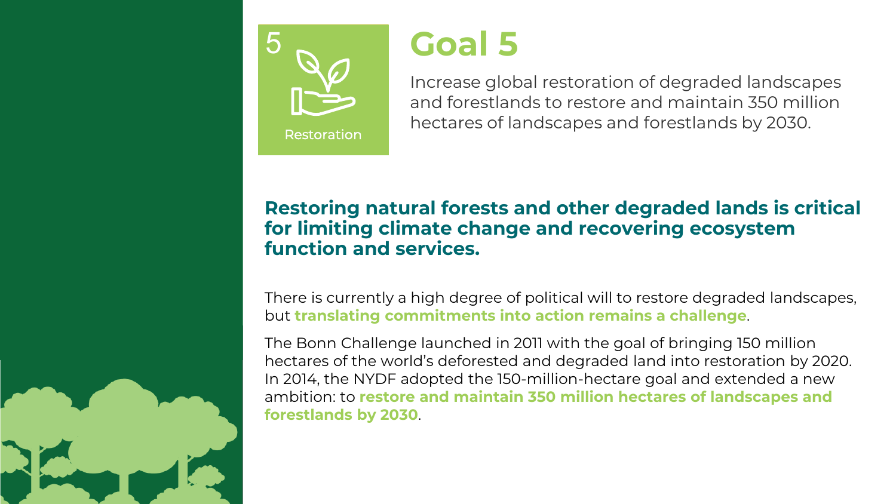5

Restoration

# Goal 5

Increase global restoration of degraded landscapes and forestlands to restore and maintain 350 million hectares of landscapes and forestlands by 2030.

## Restoring natural forests and other degraded lands is critical for limiting climate change and recovering ecosystem function and services.

There is currently a high degree of political will to restore degraded landscapes, but **translating commitments into action remains a challenge**.

The Bonn Challenge launched in 2011 with the goal of bringing 150 million hectares of the world's deforested and degraded land into restoration by 2020. In 2014, the NYDF adopted the 150-million-hectare goal and extended a new ambition: to **restore and maintain 350 million hectares of landscapes and forestlands by 2030**.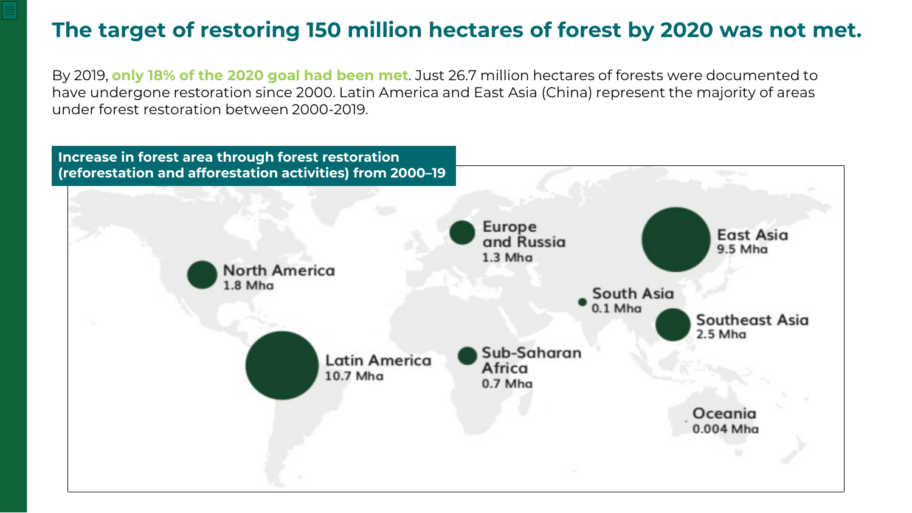# The target of restoring 150 million hectares of forest by 2020 was not met.

By 2019, **only 18% of the 2020 goal had been met**. Just 26.7 million hectares of forests were documented to have undergone restoration since 2000. Latin America and East Asia (China) represent the majority of areas under forest restoration between 2000-2019.

**Increase in forest area through forest restoration (reforestation and afforestation activities) from 2000–19**

Europe and Russia
1.3 Mha

East Asia
9.5 Mha

North America
1.8 Mha

South Asia
0.1 Mha

Southeast Asia
2.5 Mha

Latin America
10.7 Mha

Sub-Saharan Africa
0.7 Mha

Oceania
0.004 Mha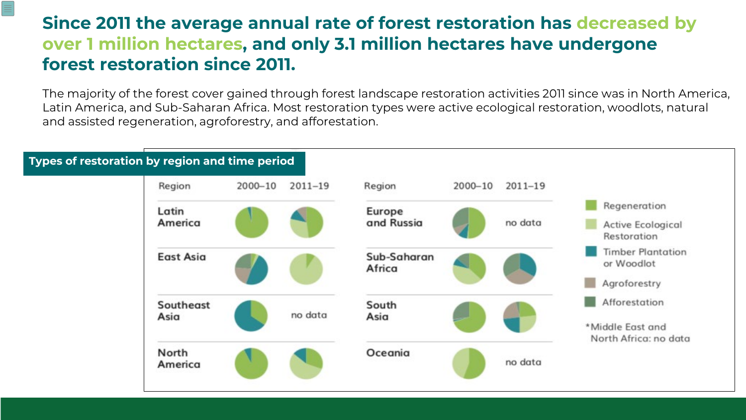# Since 2011 the average annual rate of forest restoration has decreased by over 1 million hectares, and only 3.1 million hectares have undergone forest restoration since 2011.

The majority of the forest cover gained through forest landscape restoration activities 2011 since was in North America, Latin America, and Sub-Saharan Africa. Most restoration types were active ecological restoration, woodlots, natural and assisted regeneration, agroforestry, and afforestation.

**Types of restoration by region and time period**

| Region | 2000–10 | 2011–19 |
|---|---|---|
| Latin America | | |
| East Asia | | |
| Southeast Asia | | no data |
| North America | | |
| Europe and Russia | | no data |
| Sub-Saharan Africa | | |
| South Asia | | |
| Oceania | | no data |

- Regeneration
- Active Ecological Restoration
- Timber Plantation or Woodlot
- Agroforestry
- Afforestation

*Middle East and North Africa: no data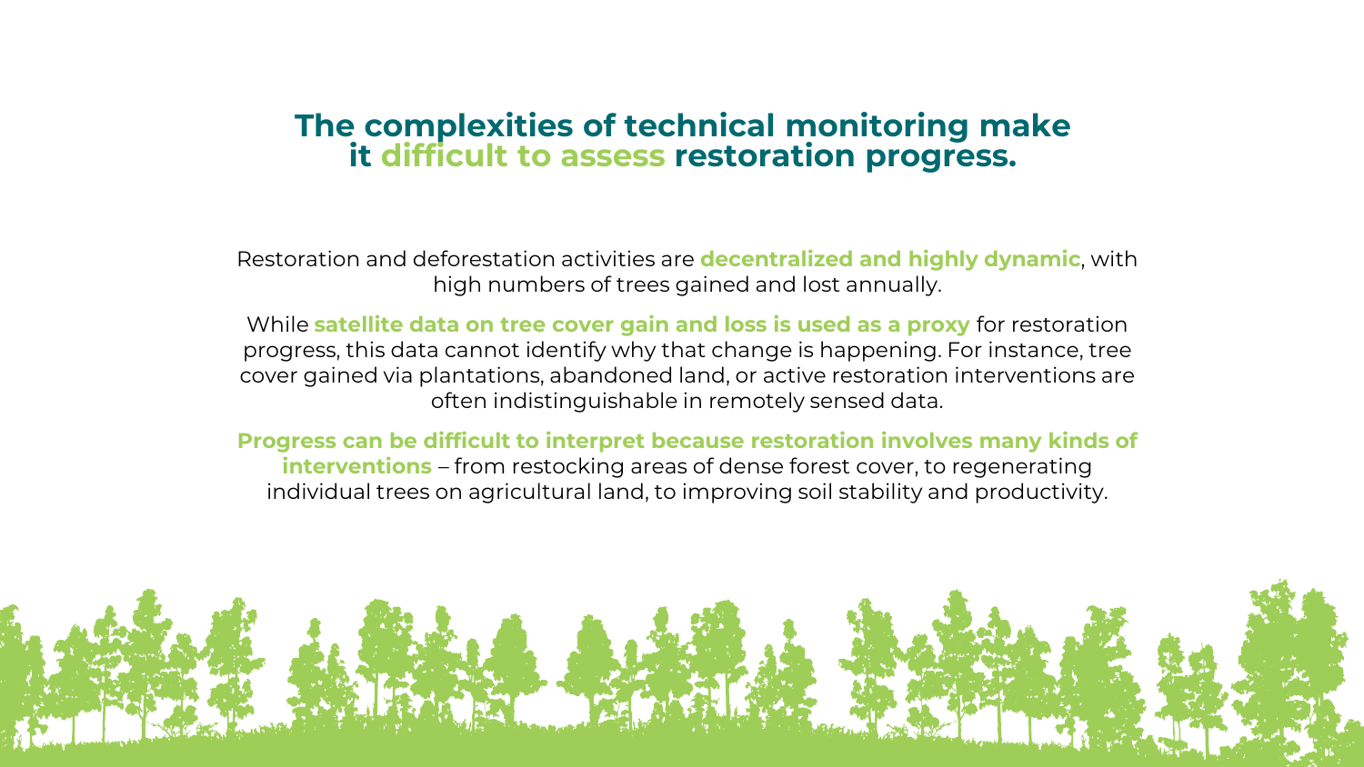# The complexities of technical monitoring make it difficult to assess restoration progress.

Restoration and deforestation activities are **decentralized and highly dynamic**, with high numbers of trees gained and lost annually.

While **satellite data on tree cover gain and loss is used as a proxy** for restoration progress, this data cannot identify why that change is happening. For instance, tree cover gained via plantations, abandoned land, or active restoration interventions are often indistinguishable in remotely sensed data.

**Progress can be difficult to interpret because restoration involves many kinds of interventions** – from restocking areas of dense forest cover, to regenerating individual trees on agricultural land, to improving soil stability and productivity.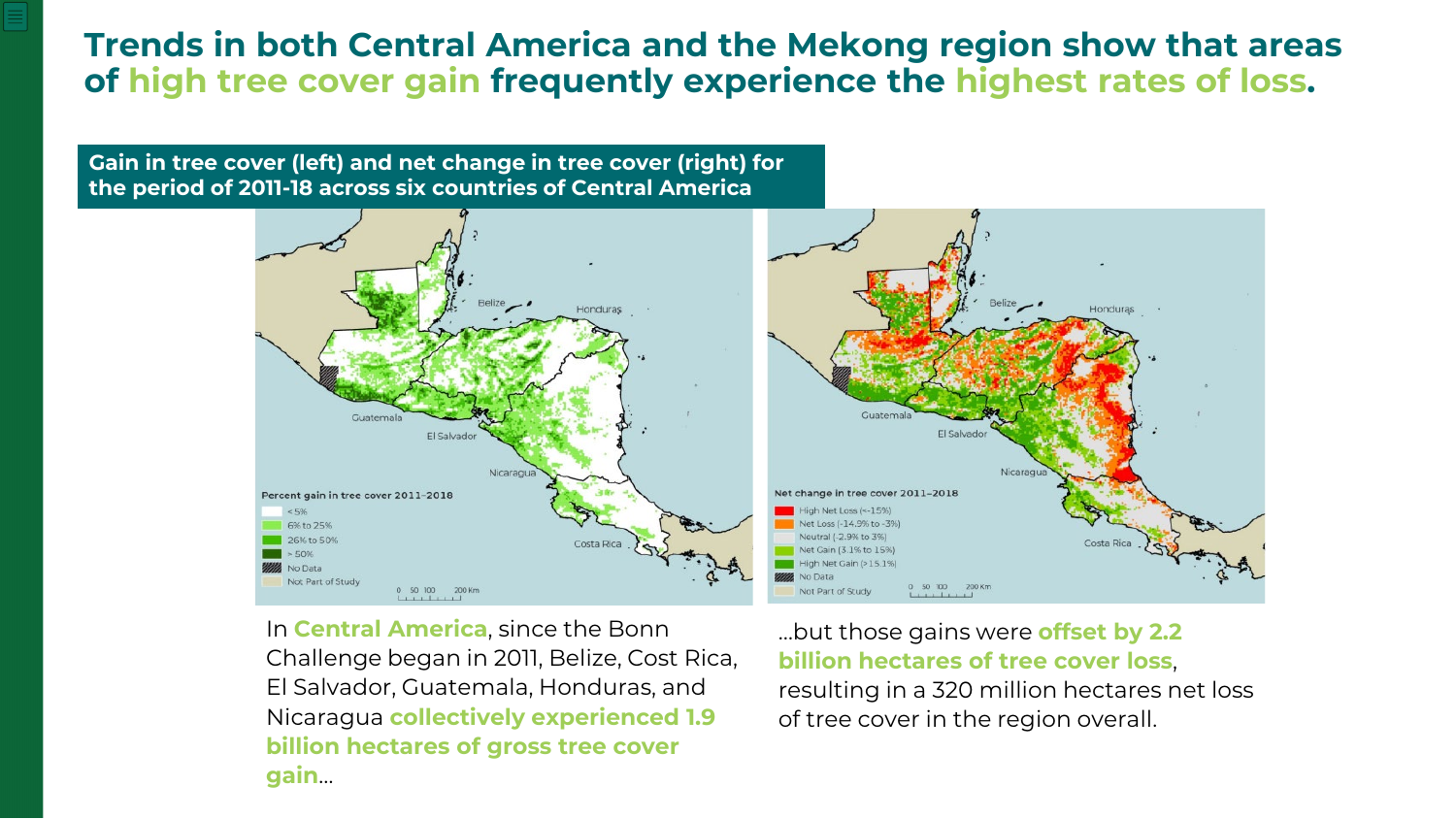# Trends in both Central America and the Mekong region show that areas of high tree cover gain frequently experience the highest rates of loss.

**Gain in tree cover (left) and net change in tree cover (right) for the period of 2011-18 across six countries of Central America**

In **Central America**, since the Bonn Challenge began in 2011, Belize, Cost Rica, El Salvador, Guatemala, Honduras, and Nicaragua **collectively experienced 1.9 billion hectares of gross tree cover gain**…

…but those gains were **offset by 2.2 billion hectares of tree cover loss**, resulting in a 320 million hectares net loss of tree cover in the region overall.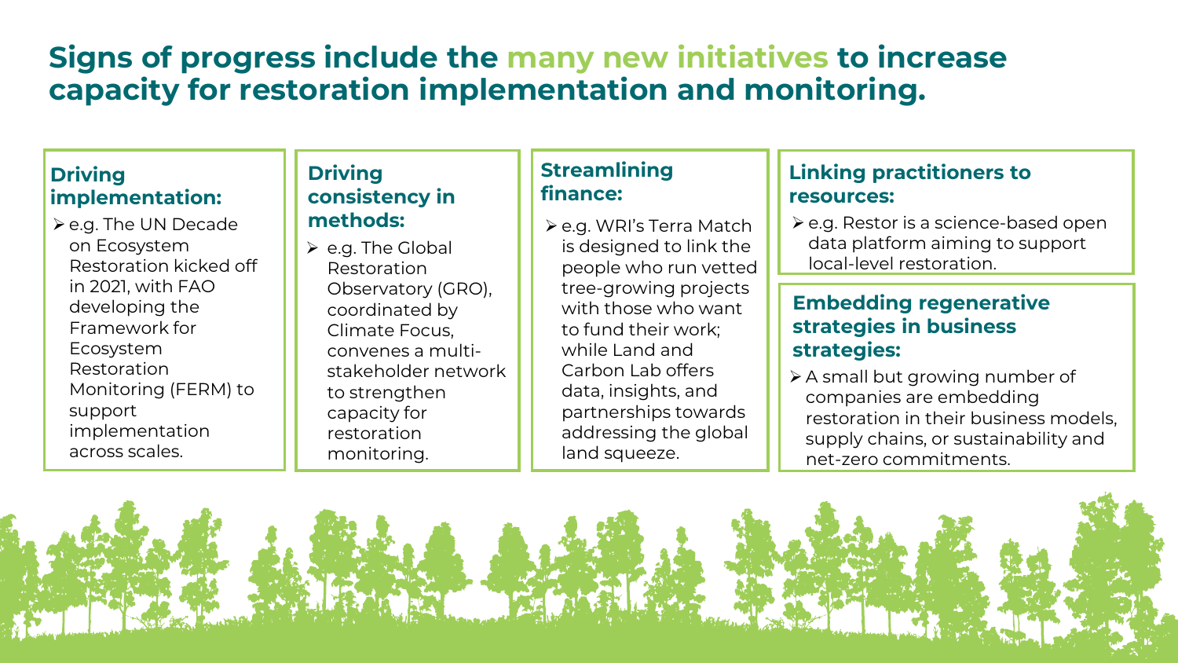# Signs of progress include the many new initiatives to increase capacity for restoration implementation and monitoring.

### Driving implementation:

- e.g. The UN Decade on Ecosystem Restoration kicked off in 2021, with FAO developing the Framework for Ecosystem Restoration Monitoring (FERM) to support implementation across scales.

### Driving consistency in methods:

- e.g. The Global Restoration Observatory (GRO), coordinated by Climate Focus, convenes a multi-stakeholder network to strengthen capacity for restoration monitoring.

### Streamlining finance:

- e.g. WRI's Terra Match is designed to link the people who run vetted tree-growing projects with those who want to fund their work; while Land and Carbon Lab offers data, insights, and partnerships towards addressing the global land squeeze.

### Linking practitioners to resources:

- e.g. Restor is a science-based open data platform aiming to support local-level restoration.

### Embedding regenerative strategies in business strategies:

- A small but growing number of companies are embedding restoration in their business models, supply chains, or sustainability and net-zero commitments.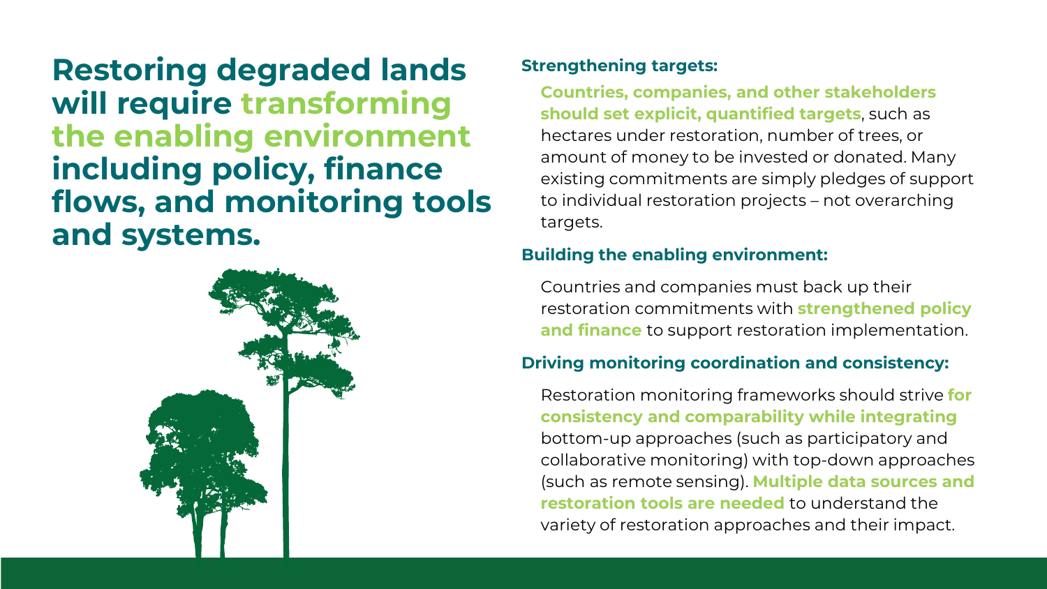# Restoring degraded lands will require **transforming the enabling environment** including policy, finance flows, and monitoring tools and systems.

**Strengthening targets:**

**Countries, companies, and other stakeholders should set explicit, quantified targets**, such as hectares under restoration, number of trees, or amount of money to be invested or donated. Many existing commitments are simply pledges of support to individual restoration projects – not overarching targets.

**Building the enabling environment:**

Countries and companies must back up their restoration commitments with **strengthened policy and finance** to support restoration implementation.

**Driving monitoring coordination and consistency:**

Restoration monitoring frameworks should strive **for consistency and comparability while integrating** bottom-up approaches (such as participatory and collaborative monitoring) with top-down approaches (such as remote sensing). **Multiple data sources and restoration tools are needed** to understand the variety of restoration approaches and their impact.